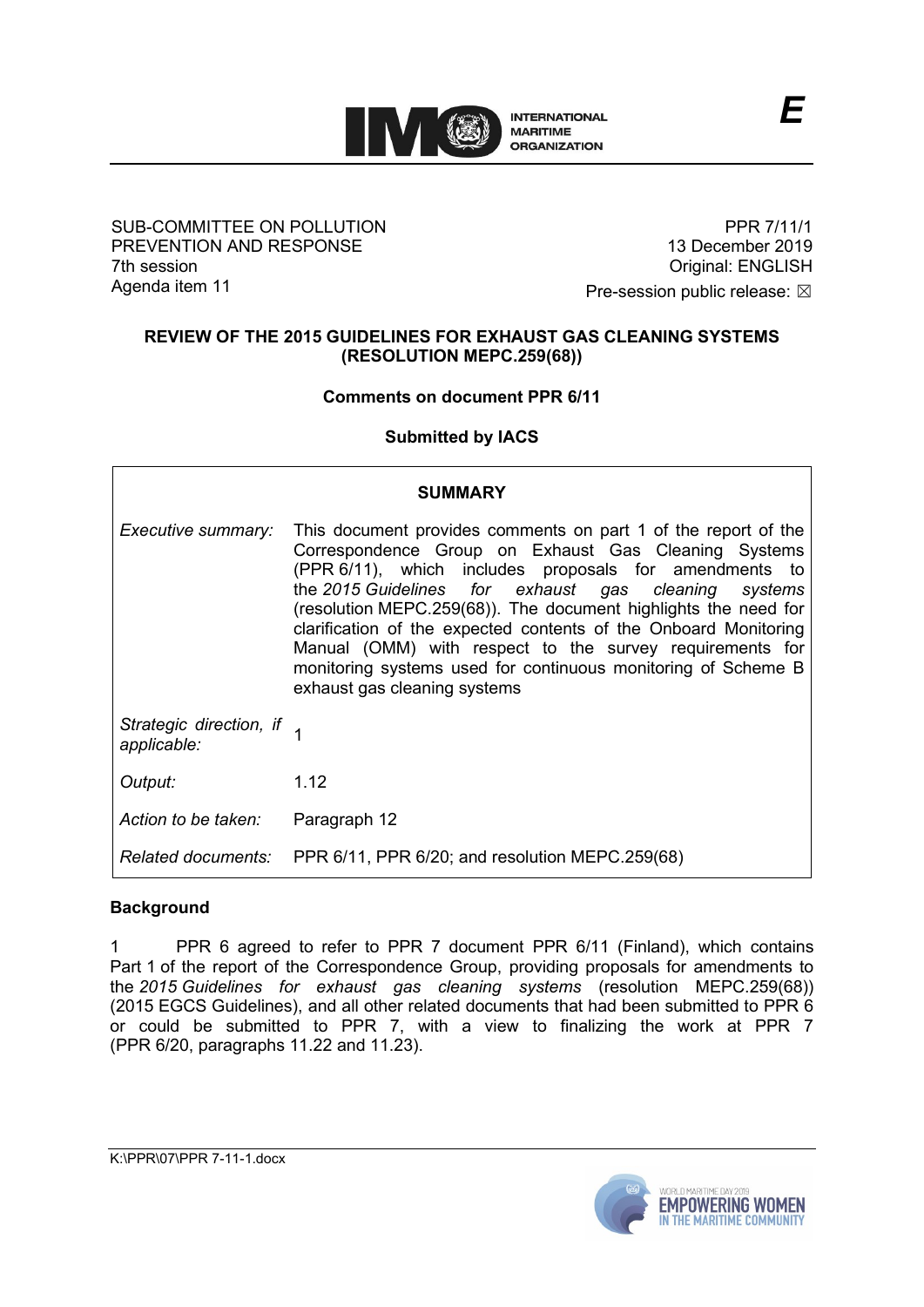E

SUB-COMMITTEE ON POLLUTION PREVENTION AND RESPONSE
7th session
Agenda item 11

PPR 7/11/1
13 December 2019
Original: ENGLISH
Pre-session public release: ☒

**REVIEW OF THE 2015 GUIDELINES FOR EXHAUST GAS CLEANING SYSTEMS (RESOLUTION MEPC.259(68))**

**Comments on document PPR 6/11**

**Submitted by IACS**

| **SUMMARY** | |
|---|---|
| *Executive summary:* | This document provides comments on part 1 of the report of the Correspondence Group on Exhaust Gas Cleaning Systems (PPR 6/11), which includes proposals for amendments to the *2015 Guidelines for exhaust gas cleaning systems* (resolution MEPC.259(68)). The document highlights the need for clarification of the expected contents of the Onboard Monitoring Manual (OMM) with respect to the survey requirements for monitoring systems used for continuous monitoring of Scheme B exhaust gas cleaning systems |
| *Strategic direction, if applicable:* | 1 |
| *Output:* | 1.12 |
| *Action to be taken:* | Paragraph 12 |
| *Related documents:* | PPR 6/11, PPR 6/20; and resolution MEPC.259(68) |

## Background

1 PPR 6 agreed to refer to PPR 7 document PPR 6/11 (Finland), which contains Part 1 of the report of the Correspondence Group, providing proposals for amendments to the *2015 Guidelines for exhaust gas cleaning systems* (resolution MEPC.259(68)) (2015 EGCS Guidelines), and all other related documents that had been submitted to PPR 6 or could be submitted to PPR 7, with a view to finalizing the work at PPR 7 (PPR 6/20, paragraphs 11.22 and 11.23).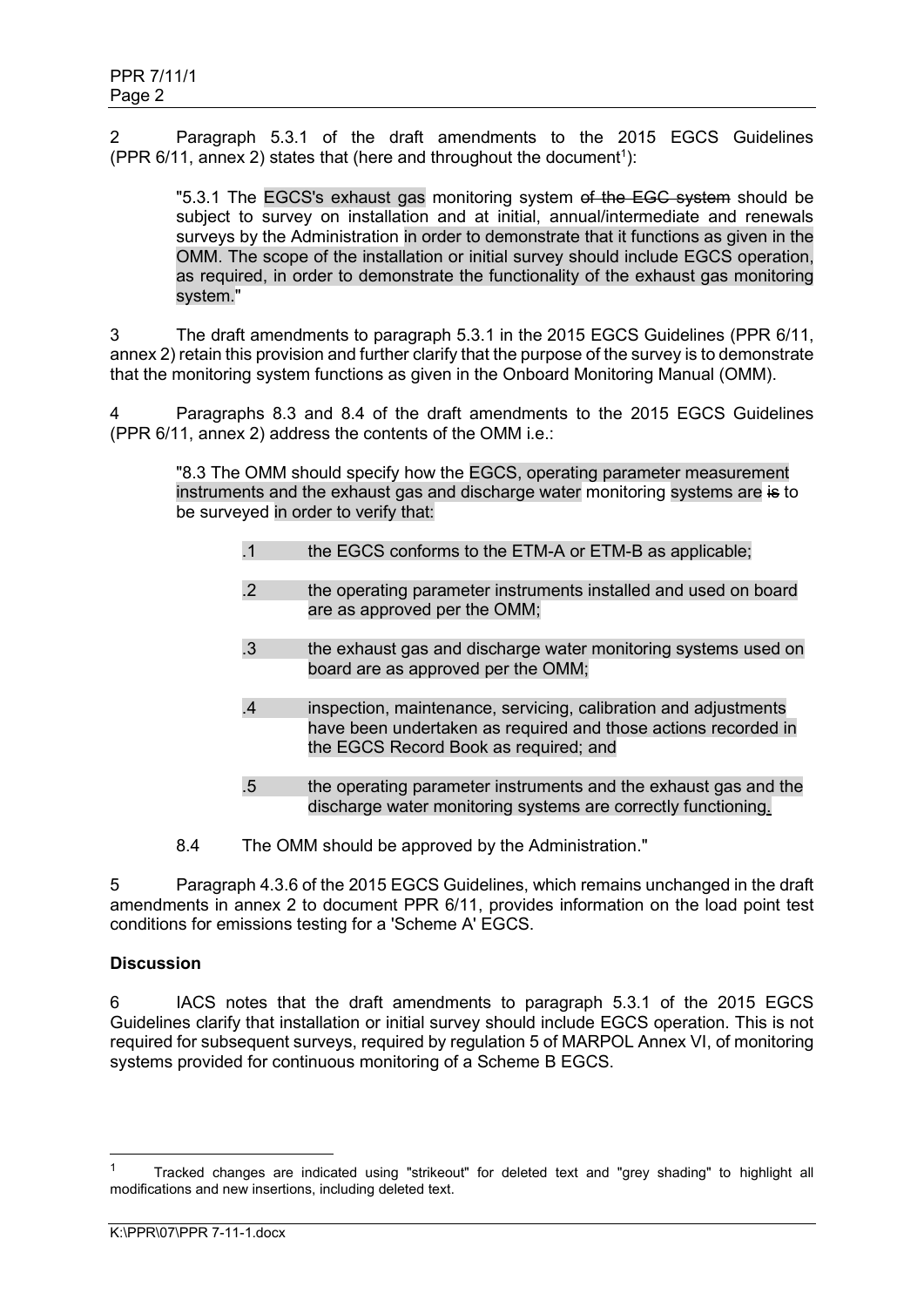2 Paragraph 5.3.1 of the draft amendments to the 2015 EGCS Guidelines (PPR 6/11, annex 2) states that (here and throughout the document[1]):

> "5.3.1 The EGCS's exhaust gas monitoring system ~~of the EGC system~~ should be subject to survey on installation and at initial, annual/intermediate and renewals surveys by the Administration in order to demonstrate that it functions as given in the OMM. The scope of the installation or initial survey should include EGCS operation, as required, in order to demonstrate the functionality of the exhaust gas monitoring system."

3 The draft amendments to paragraph 5.3.1 in the 2015 EGCS Guidelines (PPR 6/11, annex 2) retain this provision and further clarify that the purpose of the survey is to demonstrate that the monitoring system functions as given in the Onboard Monitoring Manual (OMM).

4 Paragraphs 8.3 and 8.4 of the draft amendments to the 2015 EGCS Guidelines (PPR 6/11, annex 2) address the contents of the OMM i.e.:

> "8.3 The OMM should specify how the EGCS, operating parameter measurement instruments and the exhaust gas and discharge water monitoring systems are ~~is~~ to be surveyed in order to verify that:
>
> .1 the EGCS conforms to the ETM-A or ETM-B as applicable;
>
> .2 the operating parameter instruments installed and used on board are as approved per the OMM;
>
> .3 the exhaust gas and discharge water monitoring systems used on board are as approved per the OMM;
>
> .4 inspection, maintenance, servicing, calibration and adjustments have been undertaken as required and those actions recorded in the EGCS Record Book as required; and
>
> .5 the operating parameter instruments and the exhaust gas and the discharge water monitoring systems are correctly functioning.
>
> 8.4 The OMM should be approved by the Administration."

5 Paragraph 4.3.6 of the 2015 EGCS Guidelines, which remains unchanged in the draft amendments in annex 2 to document PPR 6/11, provides information on the load point test conditions for emissions testing for a 'Scheme A' EGCS.

**Discussion**

6 IACS notes that the draft amendments to paragraph 5.3.1 of the 2015 EGCS Guidelines clarify that installation or initial survey should include EGCS operation. This is not required for subsequent surveys, required by regulation 5 of MARPOL Annex VI, of monitoring systems provided for continuous monitoring of a Scheme B EGCS.

---

[1] Tracked changes are indicated using "strikeout" for deleted text and "grey shading" to highlight all modifications and new insertions, including deleted text.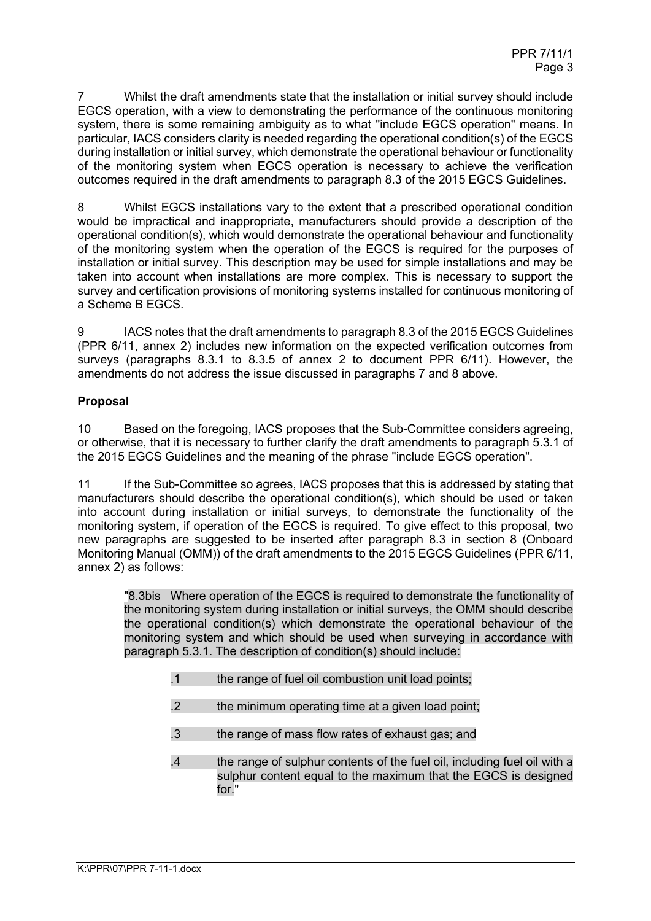7 Whilst the draft amendments state that the installation or initial survey should include EGCS operation, with a view to demonstrating the performance of the continuous monitoring system, there is some remaining ambiguity as to what "include EGCS operation" means. In particular, IACS considers clarity is needed regarding the operational condition(s) of the EGCS during installation or initial survey, which demonstrate the operational behaviour or functionality of the monitoring system when EGCS operation is necessary to achieve the verification outcomes required in the draft amendments to paragraph 8.3 of the 2015 EGCS Guidelines.

8 Whilst EGCS installations vary to the extent that a prescribed operational condition would be impractical and inappropriate, manufacturers should provide a description of the operational condition(s), which would demonstrate the operational behaviour and functionality of the monitoring system when the operation of the EGCS is required for the purposes of installation or initial survey. This description may be used for simple installations and may be taken into account when installations are more complex. This is necessary to support the survey and certification provisions of monitoring systems installed for continuous monitoring of a Scheme B EGCS.

9 IACS notes that the draft amendments to paragraph 8.3 of the 2015 EGCS Guidelines (PPR 6/11, annex 2) includes new information on the expected verification outcomes from surveys (paragraphs 8.3.1 to 8.3.5 of annex 2 to document PPR 6/11). However, the amendments do not address the issue discussed in paragraphs 7 and 8 above.

**Proposal**

10 Based on the foregoing, IACS proposes that the Sub-Committee considers agreeing, or otherwise, that it is necessary to further clarify the draft amendments to paragraph 5.3.1 of the 2015 EGCS Guidelines and the meaning of the phrase "include EGCS operation".

11 If the Sub-Committee so agrees, IACS proposes that this is addressed by stating that manufacturers should describe the operational condition(s), which should be used or taken into account during installation or initial surveys, to demonstrate the functionality of the monitoring system, if operation of the EGCS is required. To give effect to this proposal, two new paragraphs are suggested to be inserted after paragraph 8.3 in section 8 (Onboard Monitoring Manual (OMM)) of the draft amendments to the 2015 EGCS Guidelines (PPR 6/11, annex 2) as follows:

> "8.3bis Where operation of the EGCS is required to demonstrate the functionality of the monitoring system during installation or initial surveys, the OMM should describe the operational condition(s) which demonstrate the operational behaviour of the monitoring system and which should be used when surveying in accordance with paragraph 5.3.1. The description of condition(s) should include:
>
> .1 the range of fuel oil combustion unit load points;
>
> .2 the minimum operating time at a given load point;
>
> .3 the range of mass flow rates of exhaust gas; and
>
> .4 the range of sulphur contents of the fuel oil, including fuel oil with a sulphur content equal to the maximum that the EGCS is designed for."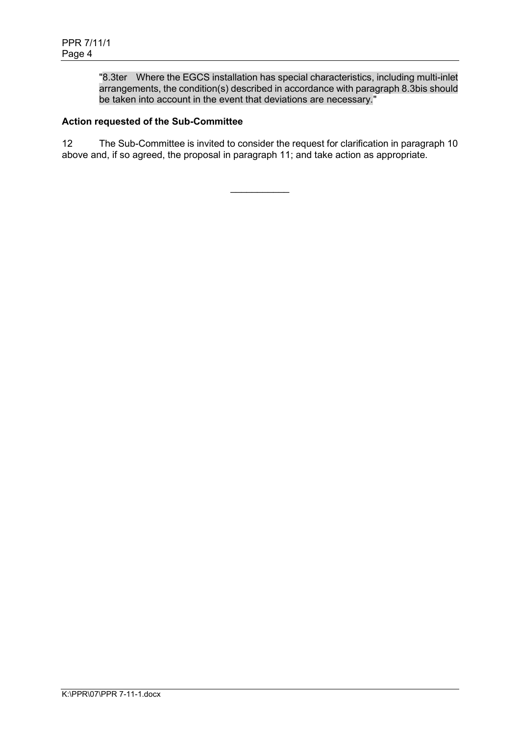"8.3ter Where the EGCS installation has special characteristics, including multi-inlet arrangements, the condition(s) described in accordance with paragraph 8.3bis should be taken into account in the event that deviations are necessary."

**Action requested of the Sub-Committee**

12 The Sub-Committee is invited to consider the request for clarification in paragraph 10 above and, if so agreed, the proposal in paragraph 11; and take action as appropriate.

___________